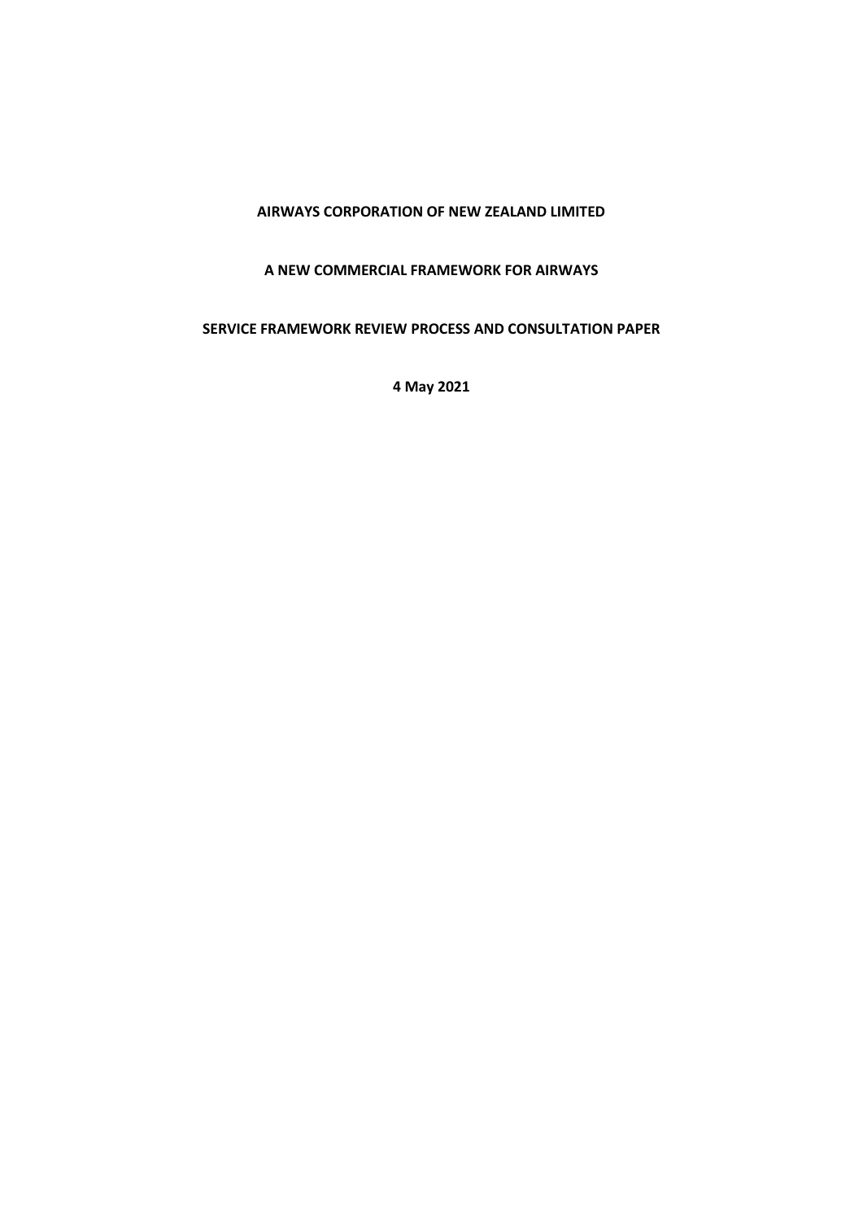**AIRWAYS CORPORATION OF NEW ZEALAND LIMITED**

**A NEW COMMERCIAL FRAMEWORK FOR AIRWAYS**

**SERVICE FRAMEWORK REVIEW PROCESS AND CONSULTATION PAPER**

**4 May 2021**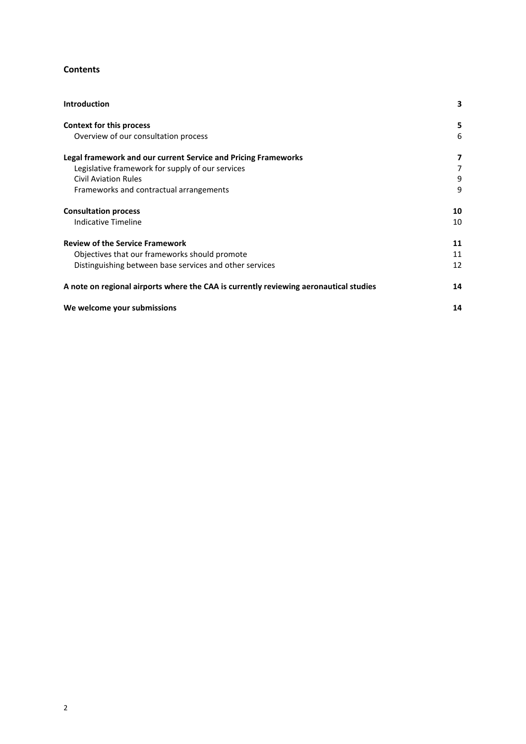## Contents

| | |
|---|---|
| **Introduction** | **3** |
| **Context for this process** | **5** |
| Overview of our consultation process | 6 |
| **Legal framework and our current Service and Pricing Frameworks** | **7** |
| Legislative framework for supply of our services | 7 |
| Civil Aviation Rules | 9 |
| Frameworks and contractual arrangements | 9 |
| **Consultation process** | **10** |
| Indicative Timeline | 10 |
| **Review of the Service Framework** | **11** |
| Objectives that our frameworks should promote | 11 |
| Distinguishing between base services and other services | 12 |
| **A note on regional airports where the CAA is currently reviewing aeronautical studies** | **14** |
| **We welcome your submissions** | **14** |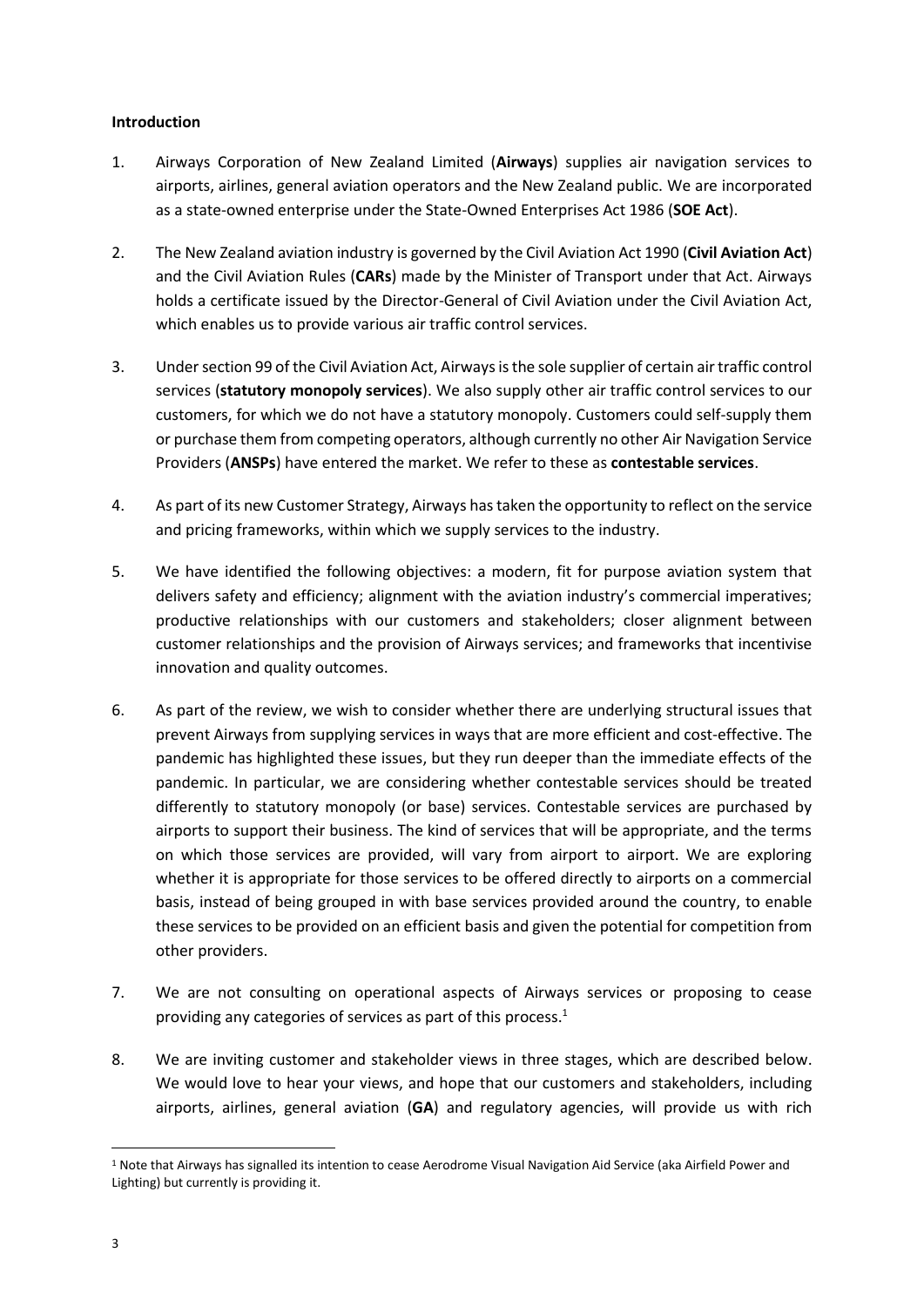**Introduction**

1. Airways Corporation of New Zealand Limited (**Airways**) supplies air navigation services to airports, airlines, general aviation operators and the New Zealand public. We are incorporated as a state-owned enterprise under the State-Owned Enterprises Act 1986 (**SOE Act**).

2. The New Zealand aviation industry is governed by the Civil Aviation Act 1990 (**Civil Aviation Act**) and the Civil Aviation Rules (**CARs**) made by the Minister of Transport under that Act. Airways holds a certificate issued by the Director-General of Civil Aviation under the Civil Aviation Act, which enables us to provide various air traffic control services.

3. Under section 99 of the Civil Aviation Act, Airways is the sole supplier of certain air traffic control services (**statutory monopoly services**). We also supply other air traffic control services to our customers, for which we do not have a statutory monopoly. Customers could self-supply them or purchase them from competing operators, although currently no other Air Navigation Service Providers (**ANSPs**) have entered the market. We refer to these as **contestable services**.

4. As part of its new Customer Strategy, Airways has taken the opportunity to reflect on the service and pricing frameworks, within which we supply services to the industry.

5. We have identified the following objectives: a modern, fit for purpose aviation system that delivers safety and efficiency; alignment with the aviation industry's commercial imperatives; productive relationships with our customers and stakeholders; closer alignment between customer relationships and the provision of Airways services; and frameworks that incentivise innovation and quality outcomes.

6. As part of the review, we wish to consider whether there are underlying structural issues that prevent Airways from supplying services in ways that are more efficient and cost-effective. The pandemic has highlighted these issues, but they run deeper than the immediate effects of the pandemic. In particular, we are considering whether contestable services should be treated differently to statutory monopoly (or base) services. Contestable services are purchased by airports to support their business. The kind of services that will be appropriate, and the terms on which those services are provided, will vary from airport to airport. We are exploring whether it is appropriate for those services to be offered directly to airports on a commercial basis, instead of being grouped in with base services provided around the country, to enable these services to be provided on an efficient basis and given the potential for competition from other providers.

7. We are not consulting on operational aspects of Airways services or proposing to cease providing any categories of services as part of this process.[1]

8. We are inviting customer and stakeholder views in three stages, which are described below. We would love to hear your views, and hope that our customers and stakeholders, including airports, airlines, general aviation (**GA**) and regulatory agencies, will provide us with rich

[1] Note that Airways has signalled its intention to cease Aerodrome Visual Navigation Aid Service (aka Airfield Power and Lighting) but currently is providing it.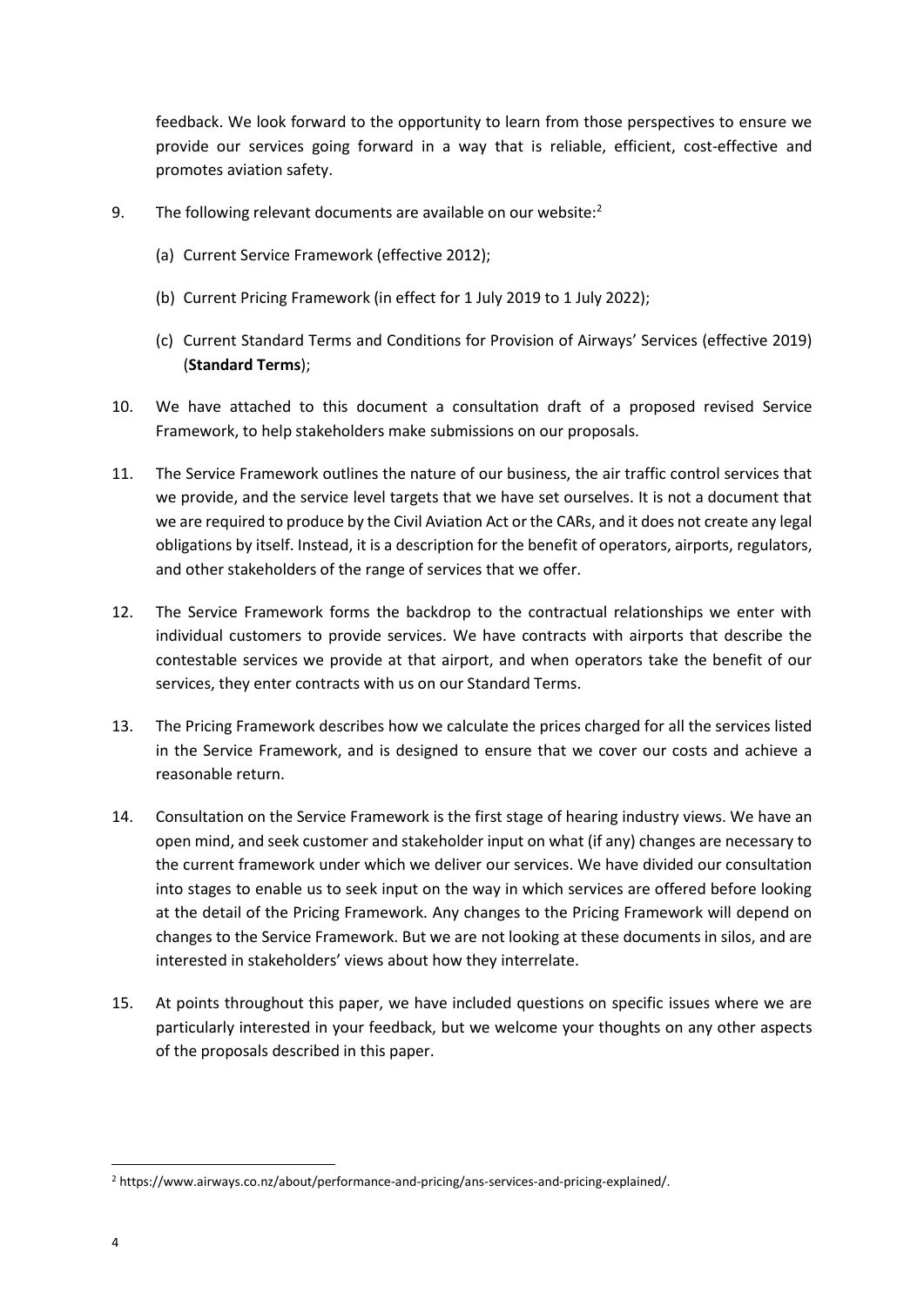feedback. We look forward to the opportunity to learn from those perspectives to ensure we provide our services going forward in a way that is reliable, efficient, cost-effective and promotes aviation safety.

9. The following relevant documents are available on our website:[2]

   (a) Current Service Framework (effective 2012);

   (b) Current Pricing Framework (in effect for 1 July 2019 to 1 July 2022);

   (c) Current Standard Terms and Conditions for Provision of Airways' Services (effective 2019) (**Standard Terms**);

10. We have attached to this document a consultation draft of a proposed revised Service Framework, to help stakeholders make submissions on our proposals.

11. The Service Framework outlines the nature of our business, the air traffic control services that we provide, and the service level targets that we have set ourselves. It is not a document that we are required to produce by the Civil Aviation Act or the CARs, and it does not create any legal obligations by itself. Instead, it is a description for the benefit of operators, airports, regulators, and other stakeholders of the range of services that we offer.

12. The Service Framework forms the backdrop to the contractual relationships we enter with individual customers to provide services. We have contracts with airports that describe the contestable services we provide at that airport, and when operators take the benefit of our services, they enter contracts with us on our Standard Terms.

13. The Pricing Framework describes how we calculate the prices charged for all the services listed in the Service Framework, and is designed to ensure that we cover our costs and achieve a reasonable return.

14. Consultation on the Service Framework is the first stage of hearing industry views. We have an open mind, and seek customer and stakeholder input on what (if any) changes are necessary to the current framework under which we deliver our services. We have divided our consultation into stages to enable us to seek input on the way in which services are offered before looking at the detail of the Pricing Framework. Any changes to the Pricing Framework will depend on changes to the Service Framework. But we are not looking at these documents in silos, and are interested in stakeholders' views about how they interrelate.

15. At points throughout this paper, we have included questions on specific issues where we are particularly interested in your feedback, but we welcome your thoughts on any other aspects of the proposals described in this paper.

---

[2] https://www.airways.co.nz/about/performance-and-pricing/ans-services-and-pricing-explained/.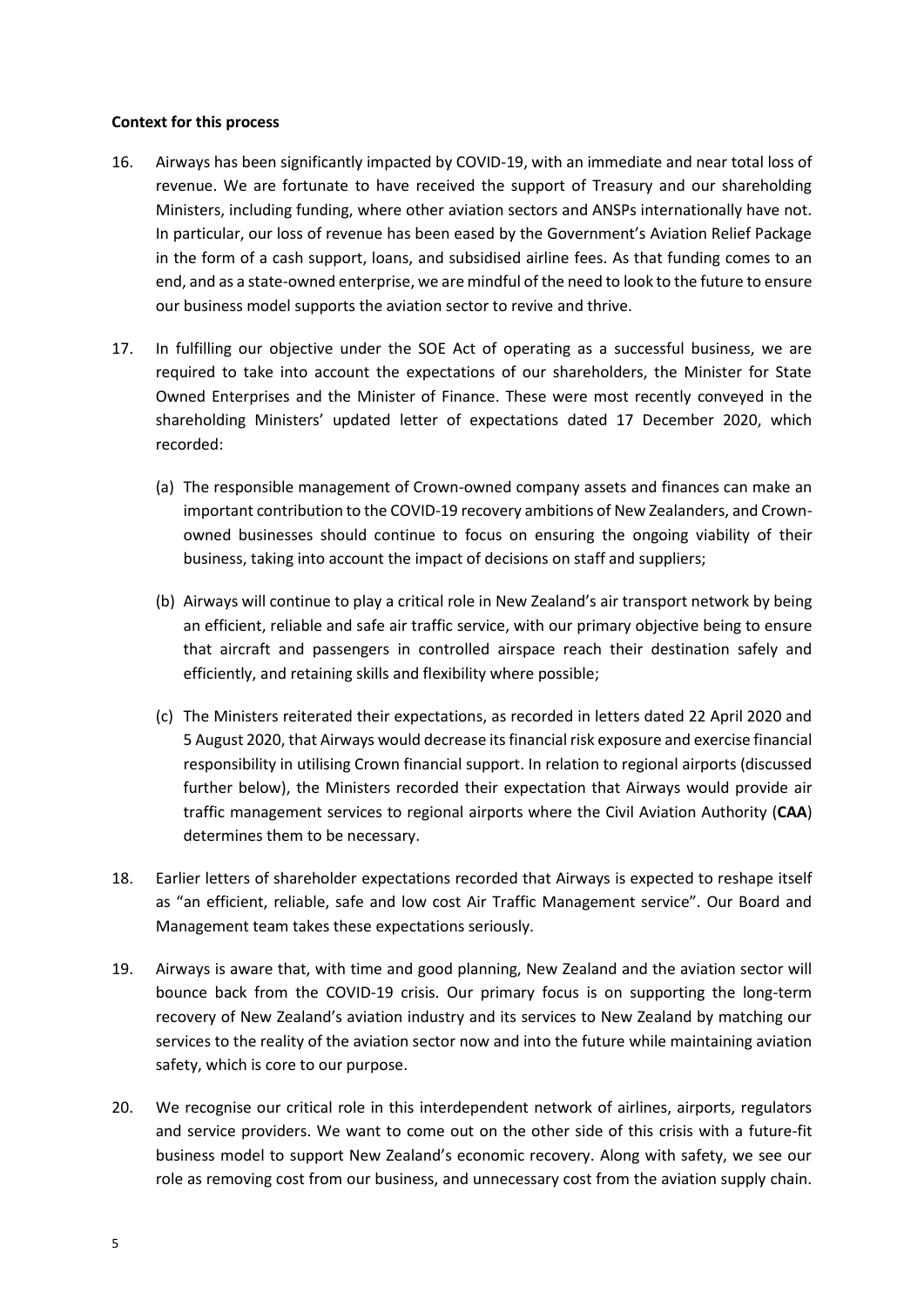**Context for this process**

16. Airways has been significantly impacted by COVID-19, with an immediate and near total loss of revenue. We are fortunate to have received the support of Treasury and our shareholding Ministers, including funding, where other aviation sectors and ANSPs internationally have not. In particular, our loss of revenue has been eased by the Government's Aviation Relief Package in the form of a cash support, loans, and subsidised airline fees. As that funding comes to an end, and as a state-owned enterprise, we are mindful of the need to look to the future to ensure our business model supports the aviation sector to revive and thrive.

17. In fulfilling our objective under the SOE Act of operating as a successful business, we are required to take into account the expectations of our shareholders, the Minister for State Owned Enterprises and the Minister of Finance. These were most recently conveyed in the shareholding Ministers' updated letter of expectations dated 17 December 2020, which recorded:

    (a) The responsible management of Crown-owned company assets and finances can make an important contribution to the COVID-19 recovery ambitions of New Zealanders, and Crown-owned businesses should continue to focus on ensuring the ongoing viability of their business, taking into account the impact of decisions on staff and suppliers;

    (b) Airways will continue to play a critical role in New Zealand's air transport network by being an efficient, reliable and safe air traffic service, with our primary objective being to ensure that aircraft and passengers in controlled airspace reach their destination safely and efficiently, and retaining skills and flexibility where possible;

    (c) The Ministers reiterated their expectations, as recorded in letters dated 22 April 2020 and 5 August 2020, that Airways would decrease its financial risk exposure and exercise financial responsibility in utilising Crown financial support. In relation to regional airports (discussed further below), the Ministers recorded their expectation that Airways would provide air traffic management services to regional airports where the Civil Aviation Authority (**CAA**) determines them to be necessary.

18. Earlier letters of shareholder expectations recorded that Airways is expected to reshape itself as "an efficient, reliable, safe and low cost Air Traffic Management service". Our Board and Management team takes these expectations seriously.

19. Airways is aware that, with time and good planning, New Zealand and the aviation sector will bounce back from the COVID-19 crisis. Our primary focus is on supporting the long-term recovery of New Zealand's aviation industry and its services to New Zealand by matching our services to the reality of the aviation sector now and into the future while maintaining aviation safety, which is core to our purpose.

20. We recognise our critical role in this interdependent network of airlines, airports, regulators and service providers. We want to come out on the other side of this crisis with a future-fit business model to support New Zealand's economic recovery. Along with safety, we see our role as removing cost from our business, and unnecessary cost from the aviation supply chain.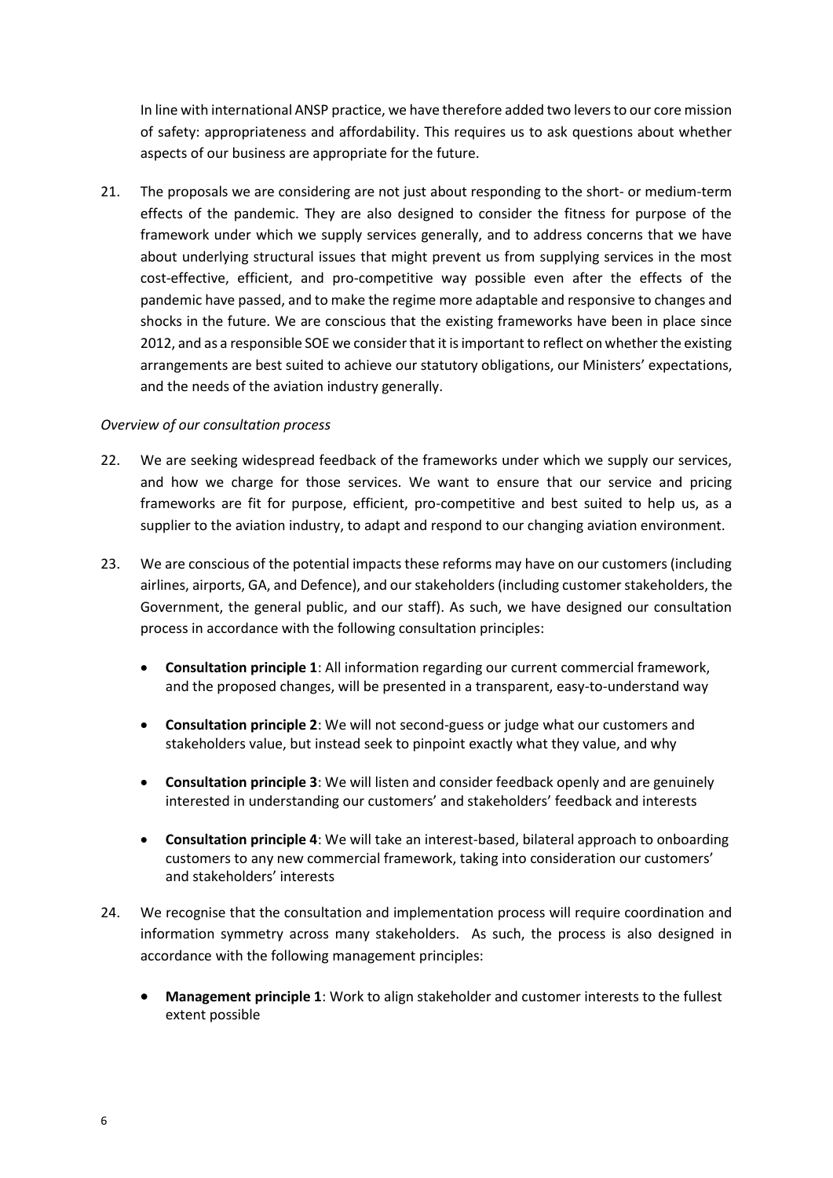In line with international ANSP practice, we have therefore added two levers to our core mission of safety: appropriateness and affordability. This requires us to ask questions about whether aspects of our business are appropriate for the future.

21. The proposals we are considering are not just about responding to the short- or medium-term effects of the pandemic. They are also designed to consider the fitness for purpose of the framework under which we supply services generally, and to address concerns that we have about underlying structural issues that might prevent us from supplying services in the most cost-effective, efficient, and pro-competitive way possible even after the effects of the pandemic have passed, and to make the regime more adaptable and responsive to changes and shocks in the future. We are conscious that the existing frameworks have been in place since 2012, and as a responsible SOE we consider that it is important to reflect on whether the existing arrangements are best suited to achieve our statutory obligations, our Ministers' expectations, and the needs of the aviation industry generally.

*Overview of our consultation process*

22. We are seeking widespread feedback of the frameworks under which we supply our services, and how we charge for those services. We want to ensure that our service and pricing frameworks are fit for purpose, efficient, pro-competitive and best suited to help us, as a supplier to the aviation industry, to adapt and respond to our changing aviation environment.

23. We are conscious of the potential impacts these reforms may have on our customers (including airlines, airports, GA, and Defence), and our stakeholders (including customer stakeholders, the Government, the general public, and our staff). As such, we have designed our consultation process in accordance with the following consultation principles:

    - **Consultation principle 1**: All information regarding our current commercial framework, and the proposed changes, will be presented in a transparent, easy-to-understand way
    - **Consultation principle 2**: We will not second-guess or judge what our customers and stakeholders value, but instead seek to pinpoint exactly what they value, and why
    - **Consultation principle 3**: We will listen and consider feedback openly and are genuinely interested in understanding our customers' and stakeholders' feedback and interests
    - **Consultation principle 4**: We will take an interest-based, bilateral approach to onboarding customers to any new commercial framework, taking into consideration our customers' and stakeholders' interests

24. We recognise that the consultation and implementation process will require coordination and information symmetry across many stakeholders. As such, the process is also designed in accordance with the following management principles:

    - **Management principle 1**: Work to align stakeholder and customer interests to the fullest extent possible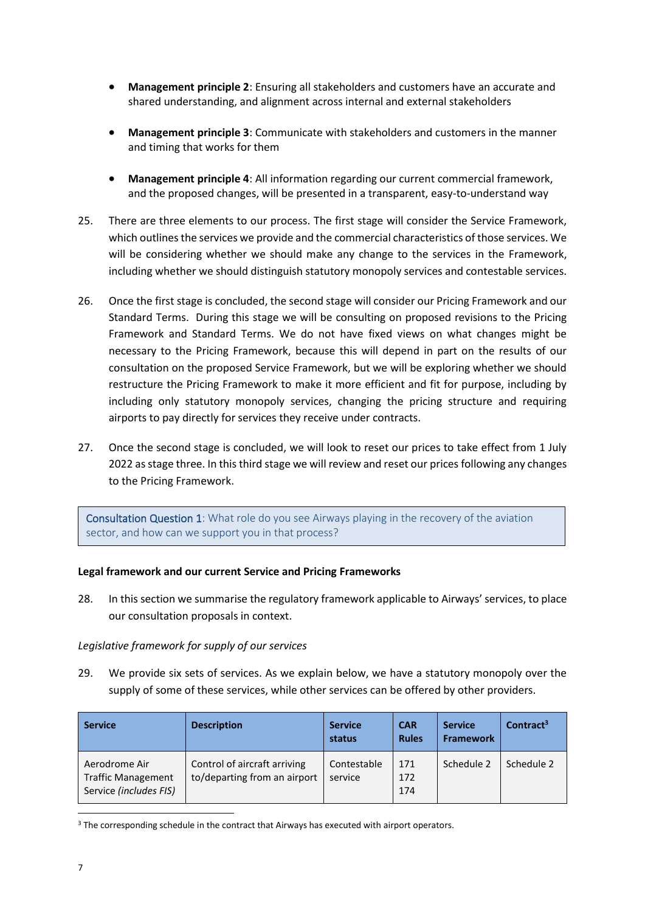- **Management principle 2**: Ensuring all stakeholders and customers have an accurate and shared understanding, and alignment across internal and external stakeholders

- **Management principle 3**: Communicate with stakeholders and customers in the manner and timing that works for them

- **Management principle 4**: All information regarding our current commercial framework, and the proposed changes, will be presented in a transparent, easy-to-understand way

25. There are three elements to our process. The first stage will consider the Service Framework, which outlines the services we provide and the commercial characteristics of those services. We will be considering whether we should make any change to the services in the Framework, including whether we should distinguish statutory monopoly services and contestable services.

26. Once the first stage is concluded, the second stage will consider our Pricing Framework and our Standard Terms. During this stage we will be consulting on proposed revisions to the Pricing Framework and Standard Terms. We do not have fixed views on what changes might be necessary to the Pricing Framework, because this will depend in part on the results of our consultation on the proposed Service Framework, but we will be exploring whether we should restructure the Pricing Framework to make it more efficient and fit for purpose, including by including only statutory monopoly services, changing the pricing structure and requiring airports to pay directly for services they receive under contracts.

27. Once the second stage is concluded, we will look to reset our prices to take effect from 1 July 2022 as stage three. In this third stage we will review and reset our prices following any changes to the Pricing Framework.

> Consultation Question 1: What role do you see Airways playing in the recovery of the aviation sector, and how can we support you in that process?

**Legal framework and our current Service and Pricing Frameworks**

28. In this section we summarise the regulatory framework applicable to Airways' services, to place our consultation proposals in context.

*Legislative framework for supply of our services*

29. We provide six sets of services. As we explain below, we have a statutory monopoly over the supply of some of these services, while other services can be offered by other providers.

| Service | Description | Service status | CAR Rules | Service Framework | Contract[3] |
|---|---|---|---|---|---|
| Aerodrome Air Traffic Management Service *(includes FIS)* | Control of aircraft arriving to/departing from an airport | Contestable service | 171<br>172<br>174 | Schedule 2 | Schedule 2 |

[3] The corresponding schedule in the contract that Airways has executed with airport operators.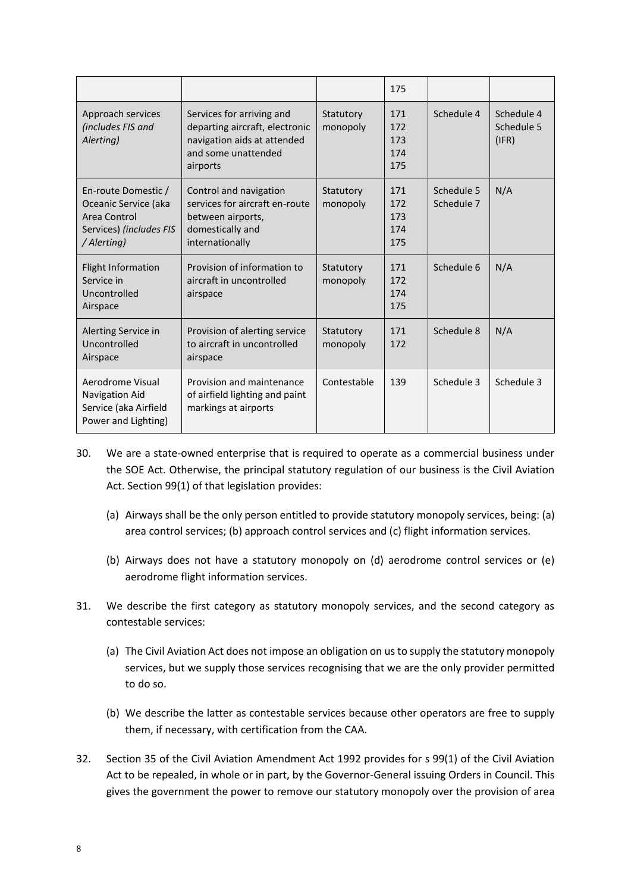| | | | 175 | | |
|---|---|---|---|---|---|
| Approach services *(includes FIS and Alerting)* | Services for arriving and departing aircraft, electronic navigation aids at attended and some unattended airports | Statutory monopoly | 171 172 173 174 175 | Schedule 4 | Schedule 4 Schedule 5 (IFR) |
| En-route Domestic / Oceanic Service (aka Area Control Services) *(includes FIS / Alerting)* | Control and navigation services for aircraft en-route between airports, domestically and internationally | Statutory monopoly | 171 172 173 174 175 | Schedule 5 Schedule 7 | N/A |
| Flight Information Service in Uncontrolled Airspace | Provision of information to aircraft in uncontrolled airspace | Statutory monopoly | 171 172 174 175 | Schedule 6 | N/A |
| Alerting Service in Uncontrolled Airspace | Provision of alerting service to aircraft in uncontrolled airspace | Statutory monopoly | 171 172 | Schedule 8 | N/A |
| Aerodrome Visual Navigation Aid Service (aka Airfield Power and Lighting) | Provision and maintenance of airfield lighting and paint markings at airports | Contestable | 139 | Schedule 3 | Schedule 3 |

30. We are a state-owned enterprise that is required to operate as a commercial business under the SOE Act. Otherwise, the principal statutory regulation of our business is the Civil Aviation Act. Section 99(1) of that legislation provides:

    (a) Airways shall be the only person entitled to provide statutory monopoly services, being: (a) area control services; (b) approach control services and (c) flight information services.

    (b) Airways does not have a statutory monopoly on (d) aerodrome control services or (e) aerodrome flight information services.

31. We describe the first category as statutory monopoly services, and the second category as contestable services:

    (a) The Civil Aviation Act does not impose an obligation on us to supply the statutory monopoly services, but we supply those services recognising that we are the only provider permitted to do so.

    (b) We describe the latter as contestable services because other operators are free to supply them, if necessary, with certification from the CAA.

32. Section 35 of the Civil Aviation Amendment Act 1992 provides for s 99(1) of the Civil Aviation Act to be repealed, in whole or in part, by the Governor-General issuing Orders in Council. This gives the government the power to remove our statutory monopoly over the provision of area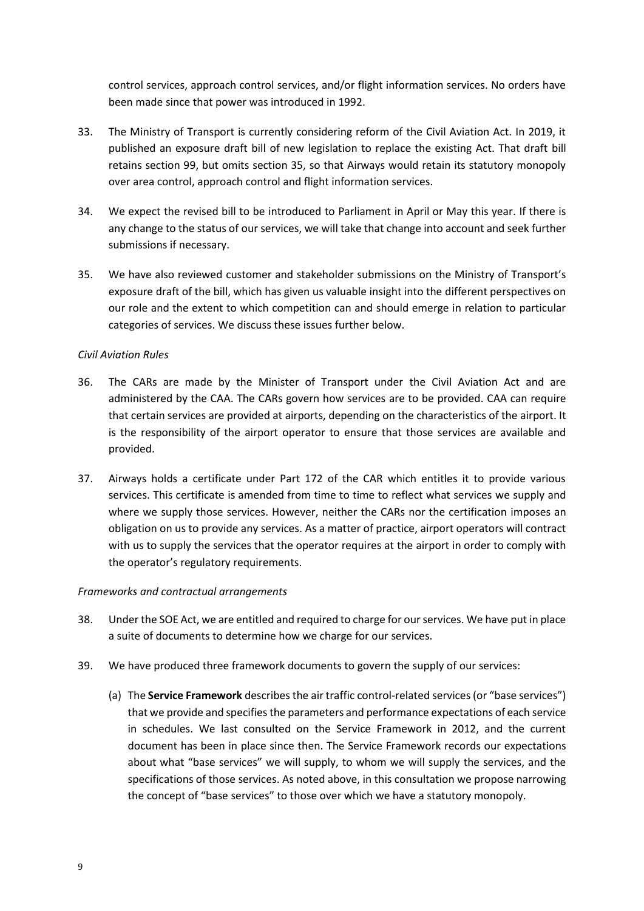control services, approach control services, and/or flight information services. No orders have been made since that power was introduced in 1992.

33. The Ministry of Transport is currently considering reform of the Civil Aviation Act. In 2019, it published an exposure draft bill of new legislation to replace the existing Act. That draft bill retains section 99, but omits section 35, so that Airways would retain its statutory monopoly over area control, approach control and flight information services.

34. We expect the revised bill to be introduced to Parliament in April or May this year. If there is any change to the status of our services, we will take that change into account and seek further submissions if necessary.

35. We have also reviewed customer and stakeholder submissions on the Ministry of Transport's exposure draft of the bill, which has given us valuable insight into the different perspectives on our role and the extent to which competition can and should emerge in relation to particular categories of services. We discuss these issues further below.

*Civil Aviation Rules*

36. The CARs are made by the Minister of Transport under the Civil Aviation Act and are administered by the CAA. The CARs govern how services are to be provided. CAA can require that certain services are provided at airports, depending on the characteristics of the airport. It is the responsibility of the airport operator to ensure that those services are available and provided.

37. Airways holds a certificate under Part 172 of the CAR which entitles it to provide various services. This certificate is amended from time to time to reflect what services we supply and where we supply those services. However, neither the CARs nor the certification imposes an obligation on us to provide any services. As a matter of practice, airport operators will contract with us to supply the services that the operator requires at the airport in order to comply with the operator's regulatory requirements.

*Frameworks and contractual arrangements*

38. Under the SOE Act, we are entitled and required to charge for our services. We have put in place a suite of documents to determine how we charge for our services.

39. We have produced three framework documents to govern the supply of our services:

    (a) The **Service Framework** describes the air traffic control-related services (or "base services") that we provide and specifies the parameters and performance expectations of each service in schedules. We last consulted on the Service Framework in 2012, and the current document has been in place since then. The Service Framework records our expectations about what "base services" we will supply, to whom we will supply the services, and the specifications of those services. As noted above, in this consultation we propose narrowing the concept of "base services" to those over which we have a statutory monopoly.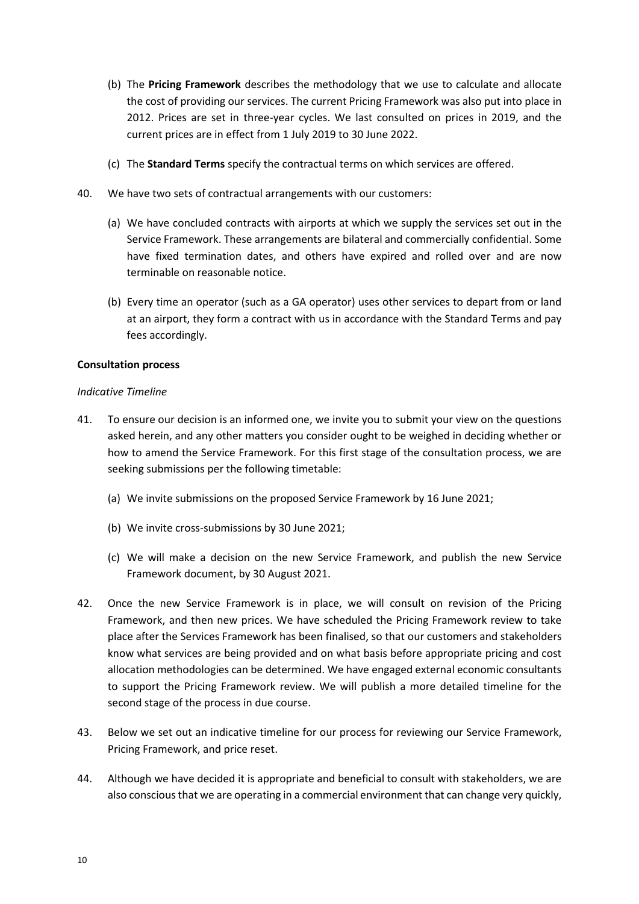(b) The **Pricing Framework** describes the methodology that we use to calculate and allocate the cost of providing our services. The current Pricing Framework was also put into place in 2012. Prices are set in three-year cycles. We last consulted on prices in 2019, and the current prices are in effect from 1 July 2019 to 30 June 2022.

(c) The **Standard Terms** specify the contractual terms on which services are offered.

40. We have two sets of contractual arrangements with our customers:

(a) We have concluded contracts with airports at which we supply the services set out in the Service Framework. These arrangements are bilateral and commercially confidential. Some have fixed termination dates, and others have expired and rolled over and are now terminable on reasonable notice.

(b) Every time an operator (such as a GA operator) uses other services to depart from or land at an airport, they form a contract with us in accordance with the Standard Terms and pay fees accordingly.

**Consultation process**

*Indicative Timeline*

41. To ensure our decision is an informed one, we invite you to submit your view on the questions asked herein, and any other matters you consider ought to be weighed in deciding whether or how to amend the Service Framework. For this first stage of the consultation process, we are seeking submissions per the following timetable:

(a) We invite submissions on the proposed Service Framework by 16 June 2021;

(b) We invite cross-submissions by 30 June 2021;

(c) We will make a decision on the new Service Framework, and publish the new Service Framework document, by 30 August 2021.

42. Once the new Service Framework is in place, we will consult on revision of the Pricing Framework, and then new prices. We have scheduled the Pricing Framework review to take place after the Services Framework has been finalised, so that our customers and stakeholders know what services are being provided and on what basis before appropriate pricing and cost allocation methodologies can be determined. We have engaged external economic consultants to support the Pricing Framework review. We will publish a more detailed timeline for the second stage of the process in due course.

43. Below we set out an indicative timeline for our process for reviewing our Service Framework, Pricing Framework, and price reset.

44. Although we have decided it is appropriate and beneficial to consult with stakeholders, we are also conscious that we are operating in a commercial environment that can change very quickly,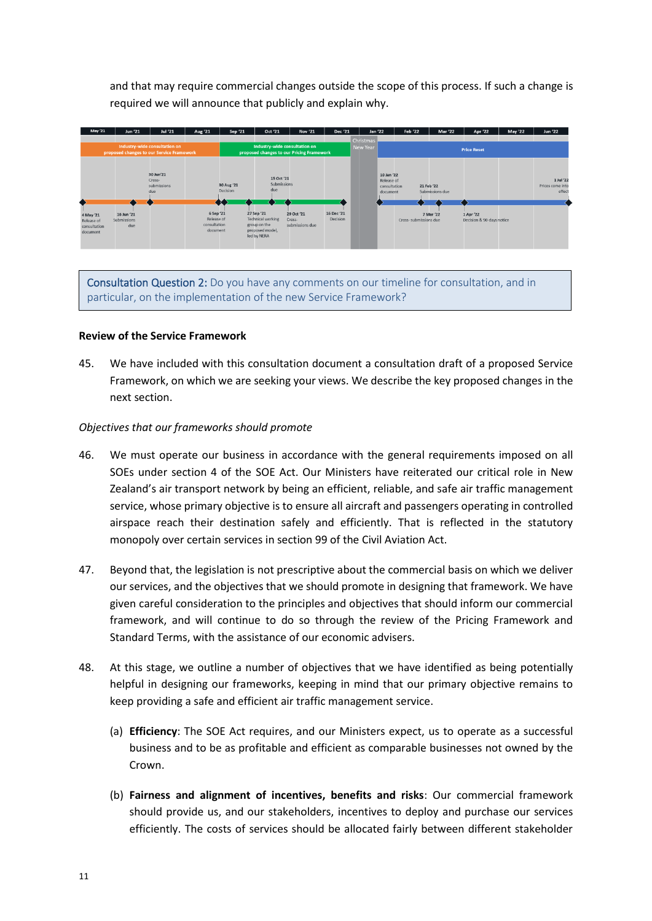and that may require commercial changes outside the scope of this process. If such a change is required we will announce that publicly and explain why.

| May '21 | Jun '21 | Jul '21 | Aug '21 | Sep '21 | Oct '21 | Nov '21 | Dec '21 | Jan '22 | Feb '22 | Mar '22 | Apr '22 | May '22 | Jun '22 |
|---|---|---|---|---|---|---|---|---|---|---|---|---|---|
| Industry-wide consultation on proposed changes to our Service Framework | | | | Industry-wide consultation on proposed changes to our Pricing Framework | | | | Christmas New Year | Price Reset | | | | |

- 4 May '21 – Release of consultation document
- 16 Jun '21 – Submissions due
- 30 Jun '21 – Cross-submissions due
- 30 Aug '21 – Decision
- 6 Sep '21 – Release of consultation document
- 27 Sep '21 – Technical working group on the proposed model, led by NERA
- 15 Oct '21 – Submissions due
- 29 Oct '21 – Cross-submissions due
- 16 Dec '21 – Decision
- 10 Jan '22 – Release of consultation document
- 21 Feb '22 – Submissions due
- 7 Mar '22 – Cross-submissions due
- 1 Apr '22 – Decision & 90-days notice
- 1 Jul '22 – Prices come into effect

> Consultation Question 2: Do you have any comments on our timeline for consultation, and in particular, on the implementation of the new Service Framework?

**Review of the Service Framework**

45. We have included with this consultation document a consultation draft of a proposed Service Framework, on which we are seeking your views. We describe the key proposed changes in the next section.

*Objectives that our frameworks should promote*

46. We must operate our business in accordance with the general requirements imposed on all SOEs under section 4 of the SOE Act. Our Ministers have reiterated our critical role in New Zealand's air transport network by being an efficient, reliable, and safe air traffic management service, whose primary objective is to ensure all aircraft and passengers operating in controlled airspace reach their destination safely and efficiently. That is reflected in the statutory monopoly over certain services in section 99 of the Civil Aviation Act.

47. Beyond that, the legislation is not prescriptive about the commercial basis on which we deliver our services, and the objectives that we should promote in designing that framework. We have given careful consideration to the principles and objectives that should inform our commercial framework, and will continue to do so through the review of the Pricing Framework and Standard Terms, with the assistance of our economic advisers.

48. At this stage, we outline a number of objectives that we have identified as being potentially helpful in designing our frameworks, keeping in mind that our primary objective remains to keep providing a safe and efficient air traffic management service.

    (a) **Efficiency**: The SOE Act requires, and our Ministers expect, us to operate as a successful business and to be as profitable and efficient as comparable businesses not owned by the Crown.

    (b) **Fairness and alignment of incentives, benefits and risks**: Our commercial framework should provide us, and our stakeholders, incentives to deploy and purchase our services efficiently. The costs of services should be allocated fairly between different stakeholder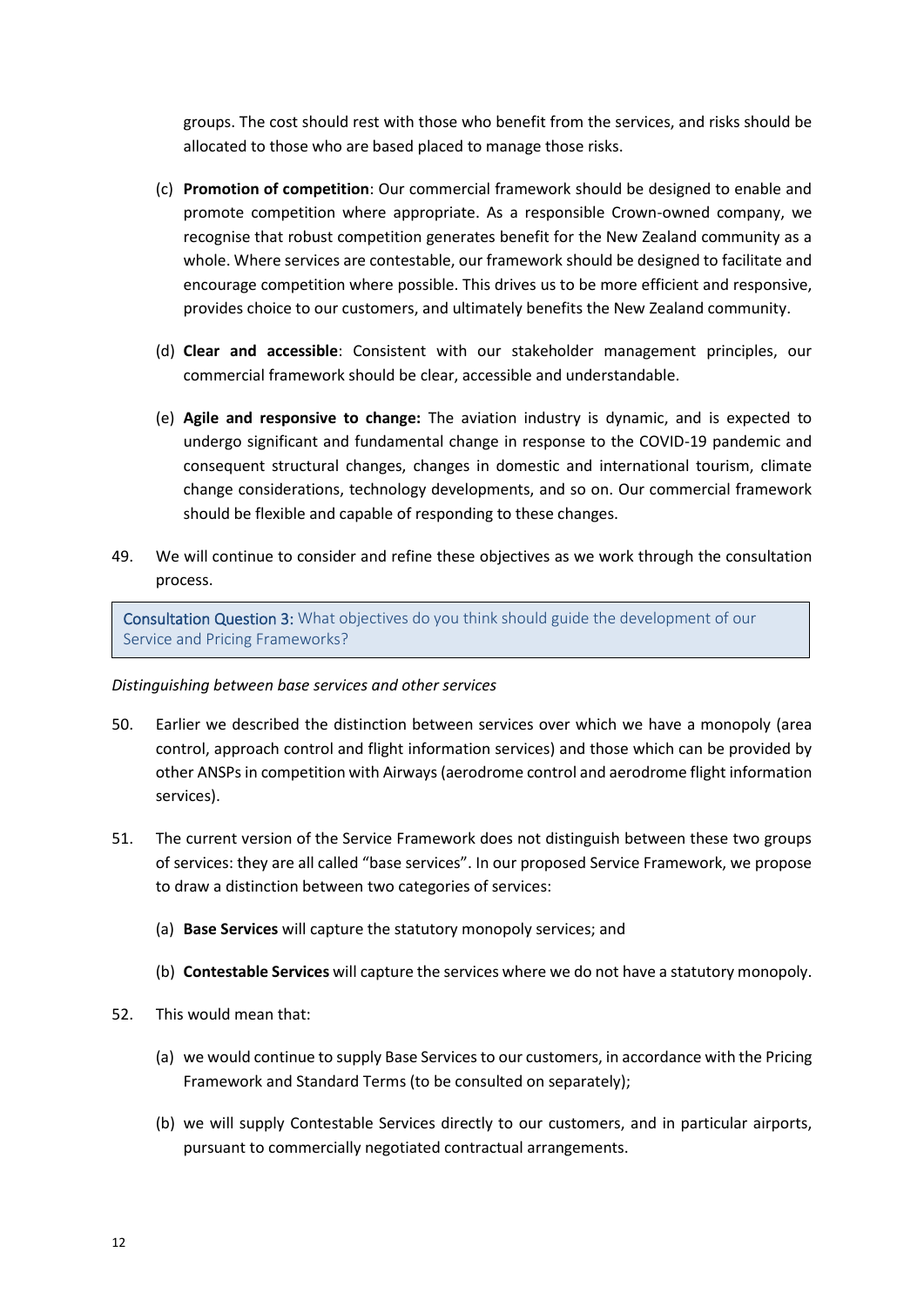groups. The cost should rest with those who benefit from the services, and risks should be allocated to those who are based placed to manage those risks.

(c) **Promotion of competition**: Our commercial framework should be designed to enable and promote competition where appropriate. As a responsible Crown-owned company, we recognise that robust competition generates benefit for the New Zealand community as a whole. Where services are contestable, our framework should be designed to facilitate and encourage competition where possible. This drives us to be more efficient and responsive, provides choice to our customers, and ultimately benefits the New Zealand community.

(d) **Clear and accessible**: Consistent with our stakeholder management principles, our commercial framework should be clear, accessible and understandable.

(e) **Agile and responsive to change:** The aviation industry is dynamic, and is expected to undergo significant and fundamental change in response to the COVID-19 pandemic and consequent structural changes, changes in domestic and international tourism, climate change considerations, technology developments, and so on. Our commercial framework should be flexible and capable of responding to these changes.

49. We will continue to consider and refine these objectives as we work through the consultation process.

> Consultation Question 3: What objectives do you think should guide the development of our Service and Pricing Frameworks?

*Distinguishing between base services and other services*

50. Earlier we described the distinction between services over which we have a monopoly (area control, approach control and flight information services) and those which can be provided by other ANSPs in competition with Airways (aerodrome control and aerodrome flight information services).

51. The current version of the Service Framework does not distinguish between these two groups of services: they are all called "base services". In our proposed Service Framework, we propose to draw a distinction between two categories of services:

(a) **Base Services** will capture the statutory monopoly services; and

(b) **Contestable Services** will capture the services where we do not have a statutory monopoly.

52. This would mean that:

(a) we would continue to supply Base Services to our customers, in accordance with the Pricing Framework and Standard Terms (to be consulted on separately);

(b) we will supply Contestable Services directly to our customers, and in particular airports, pursuant to commercially negotiated contractual arrangements.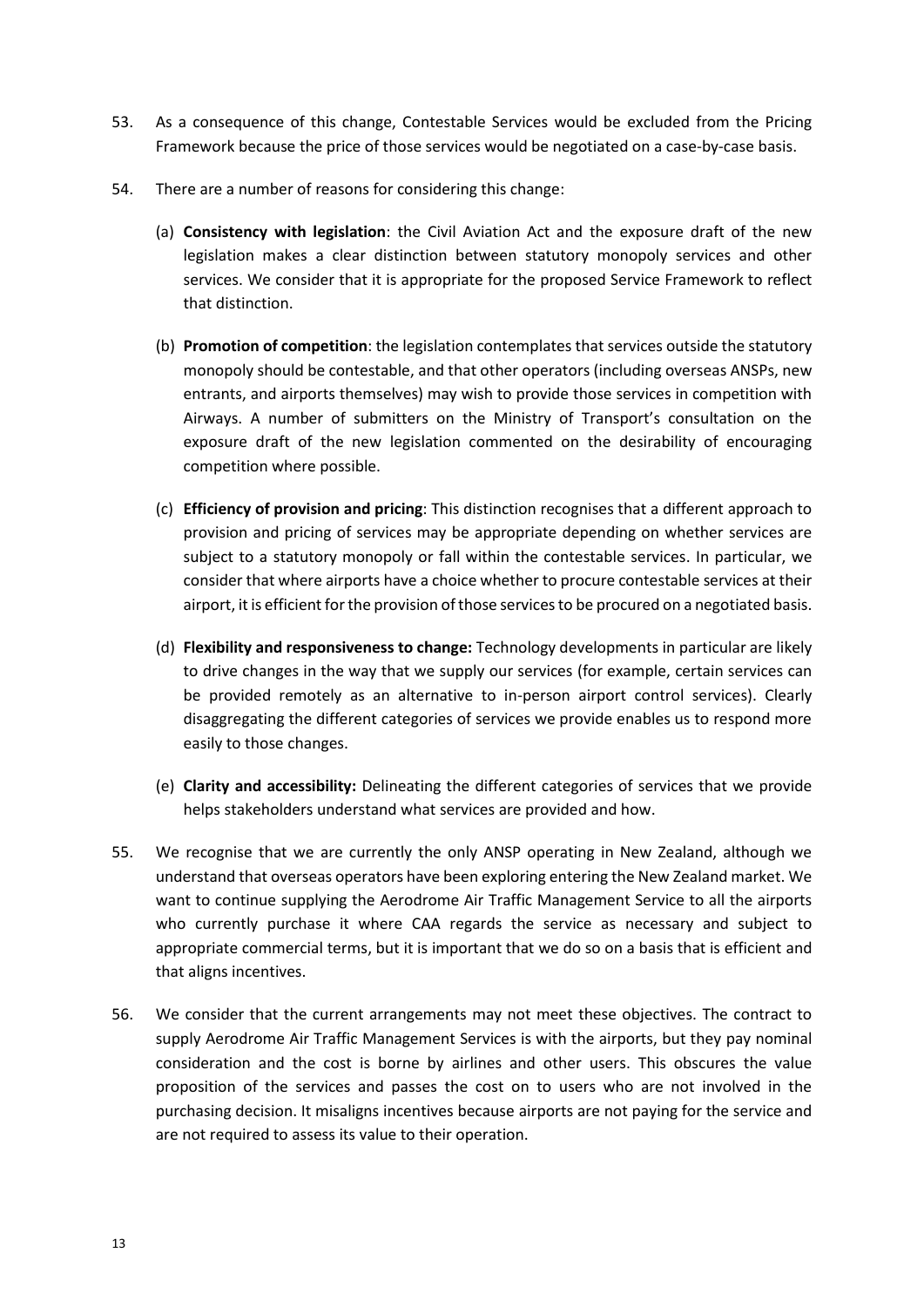53. As a consequence of this change, Contestable Services would be excluded from the Pricing Framework because the price of those services would be negotiated on a case-by-case basis.

54. There are a number of reasons for considering this change:

    (a) **Consistency with legislation**: the Civil Aviation Act and the exposure draft of the new legislation makes a clear distinction between statutory monopoly services and other services. We consider that it is appropriate for the proposed Service Framework to reflect that distinction.

    (b) **Promotion of competition**: the legislation contemplates that services outside the statutory monopoly should be contestable, and that other operators (including overseas ANSPs, new entrants, and airports themselves) may wish to provide those services in competition with Airways. A number of submitters on the Ministry of Transport's consultation on the exposure draft of the new legislation commented on the desirability of encouraging competition where possible.

    (c) **Efficiency of provision and pricing**: This distinction recognises that a different approach to provision and pricing of services may be appropriate depending on whether services are subject to a statutory monopoly or fall within the contestable services. In particular, we consider that where airports have a choice whether to procure contestable services at their airport, it is efficient for the provision of those services to be procured on a negotiated basis.

    (d) **Flexibility and responsiveness to change:** Technology developments in particular are likely to drive changes in the way that we supply our services (for example, certain services can be provided remotely as an alternative to in-person airport control services). Clearly disaggregating the different categories of services we provide enables us to respond more easily to those changes.

    (e) **Clarity and accessibility:** Delineating the different categories of services that we provide helps stakeholders understand what services are provided and how.

55. We recognise that we are currently the only ANSP operating in New Zealand, although we understand that overseas operators have been exploring entering the New Zealand market. We want to continue supplying the Aerodrome Air Traffic Management Service to all the airports who currently purchase it where CAA regards the service as necessary and subject to appropriate commercial terms, but it is important that we do so on a basis that is efficient and that aligns incentives.

56. We consider that the current arrangements may not meet these objectives. The contract to supply Aerodrome Air Traffic Management Services is with the airports, but they pay nominal consideration and the cost is borne by airlines and other users. This obscures the value proposition of the services and passes the cost on to users who are not involved in the purchasing decision. It misaligns incentives because airports are not paying for the service and are not required to assess its value to their operation.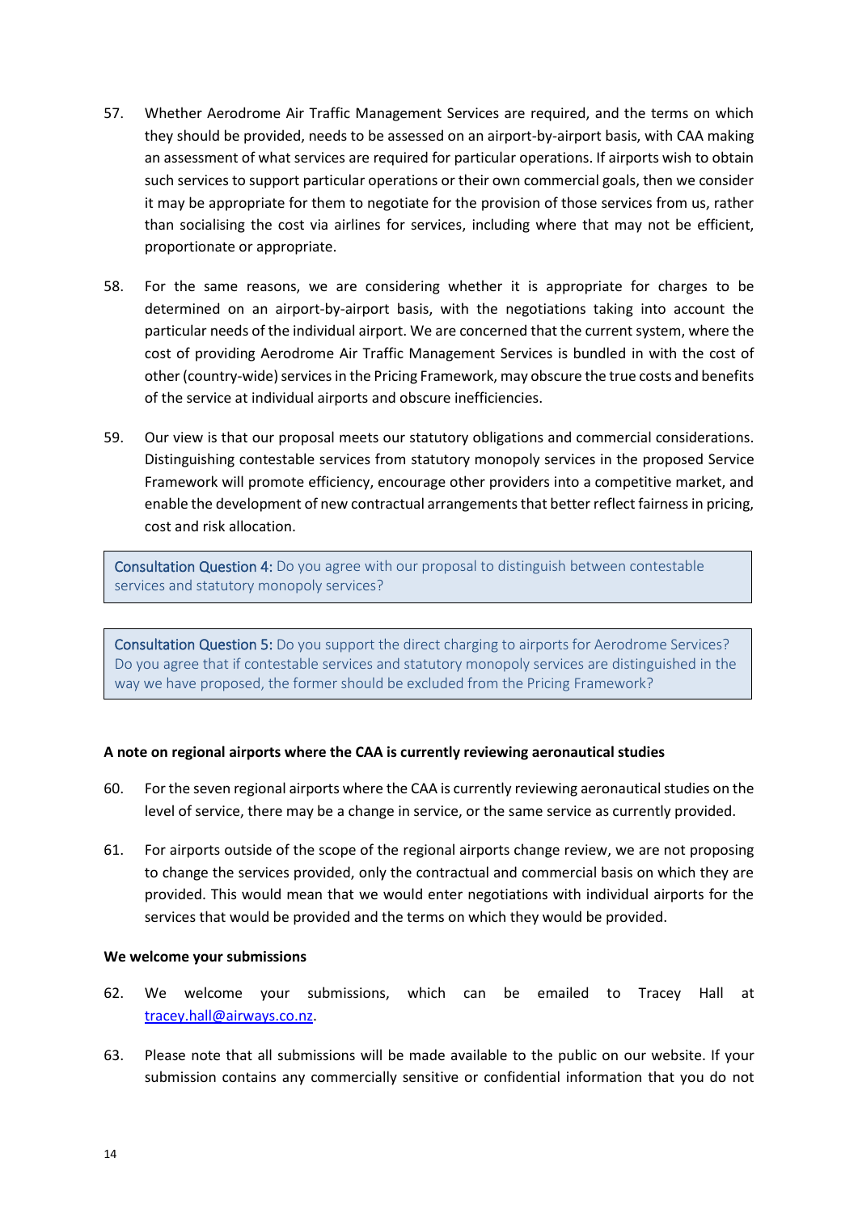57. Whether Aerodrome Air Traffic Management Services are required, and the terms on which they should be provided, needs to be assessed on an airport-by-airport basis, with CAA making an assessment of what services are required for particular operations. If airports wish to obtain such services to support particular operations or their own commercial goals, then we consider it may be appropriate for them to negotiate for the provision of those services from us, rather than socialising the cost via airlines for services, including where that may not be efficient, proportionate or appropriate.

58. For the same reasons, we are considering whether it is appropriate for charges to be determined on an airport-by-airport basis, with the negotiations taking into account the particular needs of the individual airport. We are concerned that the current system, where the cost of providing Aerodrome Air Traffic Management Services is bundled in with the cost of other (country-wide) services in the Pricing Framework, may obscure the true costs and benefits of the service at individual airports and obscure inefficiencies.

59. Our view is that our proposal meets our statutory obligations and commercial considerations. Distinguishing contestable services from statutory monopoly services in the proposed Service Framework will promote efficiency, encourage other providers into a competitive market, and enable the development of new contractual arrangements that better reflect fairness in pricing, cost and risk allocation.

> **Consultation Question 4:** Do you agree with our proposal to distinguish between contestable services and statutory monopoly services?

> **Consultation Question 5:** Do you support the direct charging to airports for Aerodrome Services? Do you agree that if contestable services and statutory monopoly services are distinguished in the way we have proposed, the former should be excluded from the Pricing Framework?

**A note on regional airports where the CAA is currently reviewing aeronautical studies**

60. For the seven regional airports where the CAA is currently reviewing aeronautical studies on the level of service, there may be a change in service, or the same service as currently provided.

61. For airports outside of the scope of the regional airports change review, we are not proposing to change the services provided, only the contractual and commercial basis on which they are provided. This would mean that we would enter negotiations with individual airports for the services that would be provided and the terms on which they would be provided.

**We welcome your submissions**

62. We welcome your submissions, which can be emailed to Tracey Hall at [tracey.hall@airways.co.nz](mailto:tracey.hall@airways.co.nz).

63. Please note that all submissions will be made available to the public on our website. If your submission contains any commercially sensitive or confidential information that you do not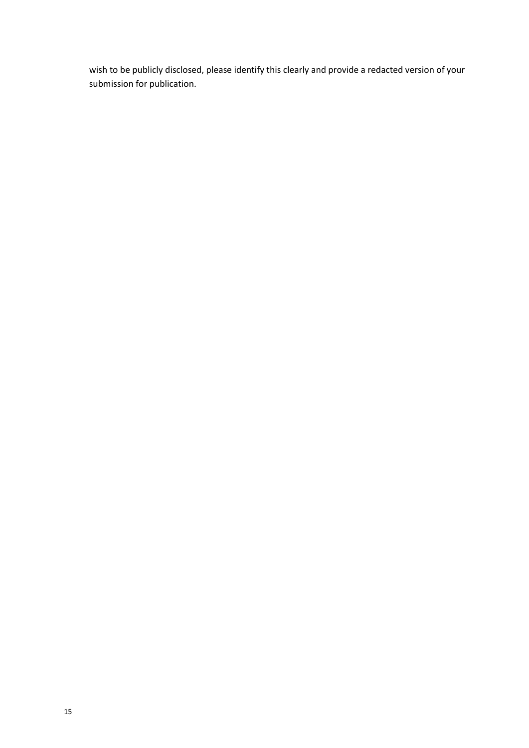wish to be publicly disclosed, please identify this clearly and provide a redacted version of your submission for publication.